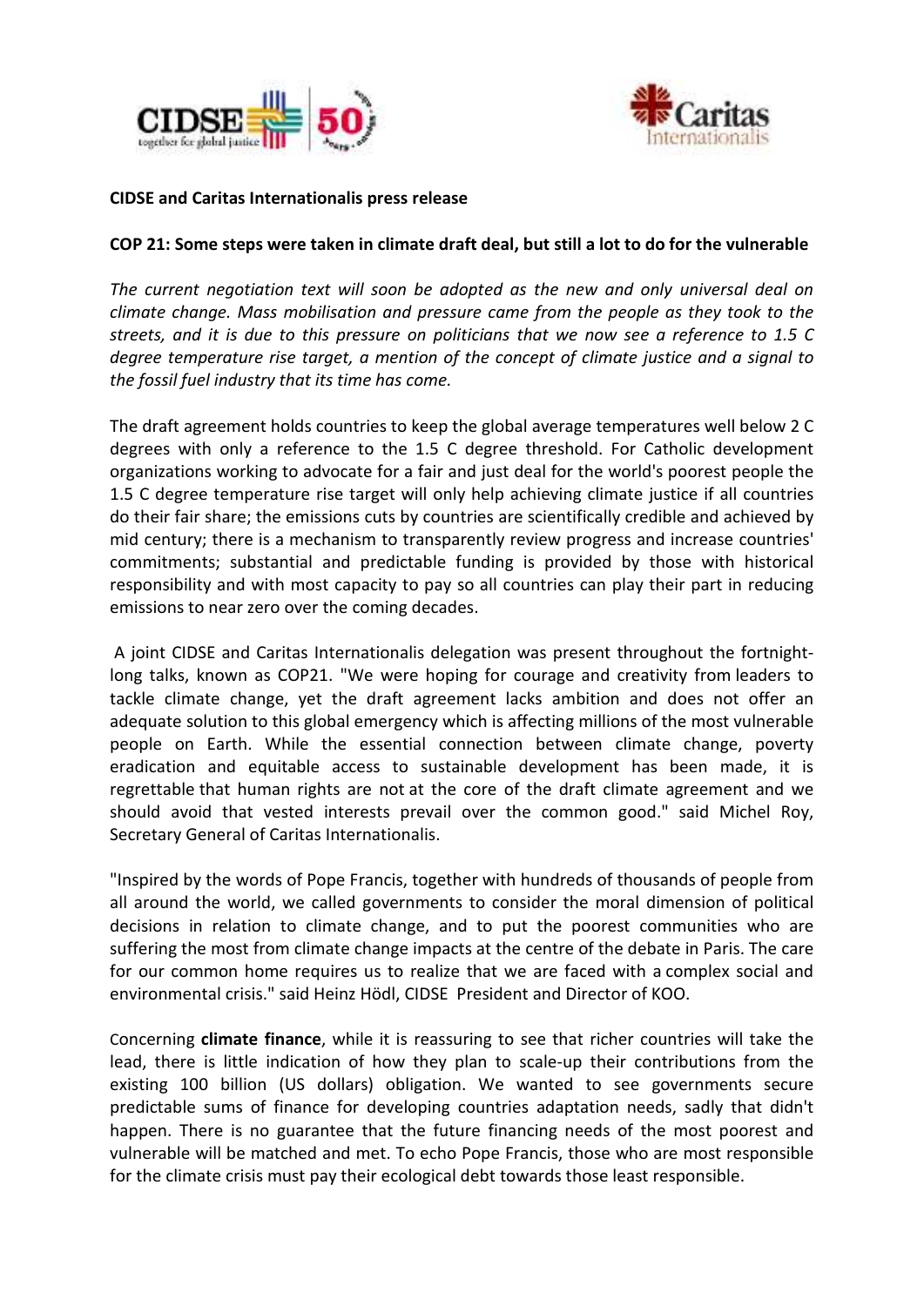**CIDSE and Caritas Internationalis press release**

**COP 21: Some steps were taken in climate draft deal, but still a lot to do for the vulnerable**

*The current negotiation text will soon be adopted as the new and only universal deal on climate change. Mass mobilisation and pressure came from the people as they took to the streets, and it is due to this pressure on politicians that we now see a reference to 1.5 C degree temperature rise target, a mention of the concept of climate justice and a signal to the fossil fuel industry that its time has come.*

The draft agreement holds countries to keep the global average temperatures well below 2 C degrees with only a reference to the 1.5 C degree threshold. For Catholic development organizations working to advocate for a fair and just deal for the world's poorest people the 1.5 C degree temperature rise target will only help achieving climate justice if all countries do their fair share; the emissions cuts by countries are scientifically credible and achieved by mid century; there is a mechanism to transparently review progress and increase countries' commitments; substantial and predictable funding is provided by those with historical responsibility and with most capacity to pay so all countries can play their part in reducing emissions to near zero over the coming decades.

A joint CIDSE and Caritas Internationalis delegation was present throughout the fortnight-long talks, known as COP21. "We were hoping for courage and creativity from leaders to tackle climate change, yet the draft agreement lacks ambition and does not offer an adequate solution to this global emergency which is affecting millions of the most vulnerable people on Earth. While the essential connection between climate change, poverty eradication and equitable access to sustainable development has been made, it is regrettable that human rights are not at the core of the draft climate agreement and we should avoid that vested interests prevail over the common good." said Michel Roy, Secretary General of Caritas Internationalis.

"Inspired by the words of Pope Francis, together with hundreds of thousands of people from all around the world, we called governments to consider the moral dimension of political decisions in relation to climate change, and to put the poorest communities who are suffering the most from climate change impacts at the centre of the debate in Paris. The care for our common home requires us to realize that we are faced with a complex social and environmental crisis." said Heinz Hödl, CIDSE President and Director of KOO.

Concerning **climate finance**, while it is reassuring to see that richer countries will take the lead, there is little indication of how they plan to scale-up their contributions from the existing 100 billion (US dollars) obligation. We wanted to see governments secure predictable sums of finance for developing countries adaptation needs, sadly that didn't happen. There is no guarantee that the future financing needs of the most poorest and vulnerable will be matched and met. To echo Pope Francis, those who are most responsible for the climate crisis must pay their ecological debt towards those least responsible.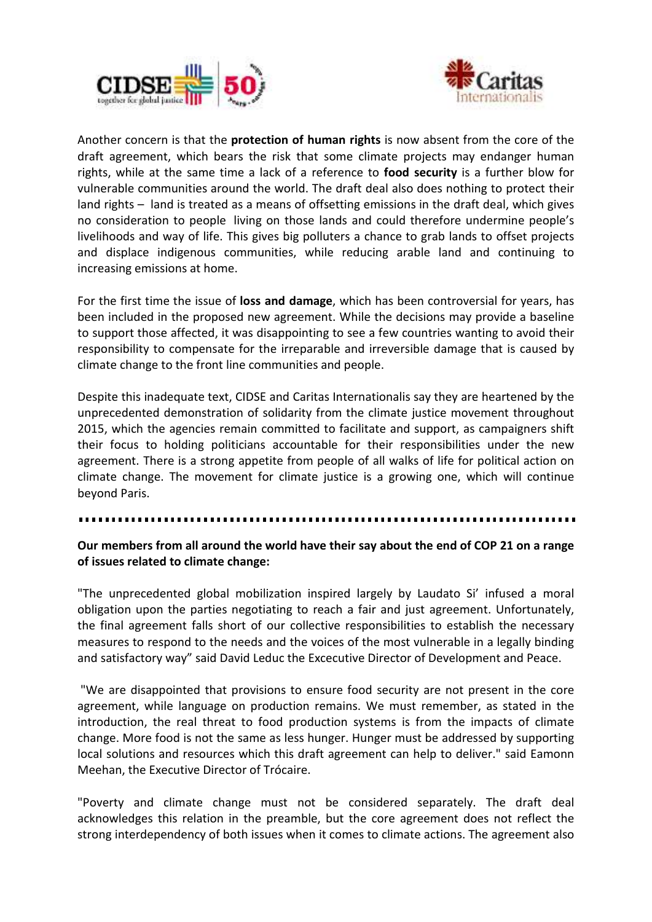Another concern is that the **protection of human rights** is now absent from the core of the draft agreement, which bears the risk that some climate projects may endanger human rights, while at the same time a lack of a reference to **food security** is a further blow for vulnerable communities around the world. The draft deal also does nothing to protect their land rights – land is treated as a means of offsetting emissions in the draft deal, which gives no consideration to people living on those lands and could therefore undermine people's livelihoods and way of life. This gives big polluters a chance to grab lands to offset projects and displace indigenous communities, while reducing arable land and continuing to increasing emissions at home.

For the first time the issue of **loss and damage**, which has been controversial for years, has been included in the proposed new agreement. While the decisions may provide a baseline to support those affected, it was disappointing to see a few countries wanting to avoid their responsibility to compensate for the irreparable and irreversible damage that is caused by climate change to the front line communities and people.

Despite this inadequate text, CIDSE and Caritas Internationalis say they are heartened by the unprecedented demonstration of solidarity from the climate justice movement throughout 2015, which the agencies remain committed to facilitate and support, as campaigners shift their focus to holding politicians accountable for their responsibilities under the new agreement. There is a strong appetite from people of all walks of life for political action on climate change. The movement for climate justice is a growing one, which will continue beyond Paris.

---

**Our members from all around the world have their say about the end of COP 21 on a range of issues related to climate change:**

"The unprecedented global mobilization inspired largely by Laudato Si' infused a moral obligation upon the parties negotiating to reach a fair and just agreement. Unfortunately, the final agreement falls short of our collective responsibilities to establish the necessary measures to respond to the needs and the voices of the most vulnerable in a legally binding and satisfactory way" said David Leduc the Excecutive Director of Development and Peace.

"We are disappointed that provisions to ensure food security are not present in the core agreement, while language on production remains. We must remember, as stated in the introduction, the real threat to food production systems is from the impacts of climate change. More food is not the same as less hunger. Hunger must be addressed by supporting local solutions and resources which this draft agreement can help to deliver." said Eamonn Meehan, the Executive Director of Trócaire.

"Poverty and climate change must not be considered separately. The draft deal acknowledges this relation in the preamble, but the core agreement does not reflect the strong interdependency of both issues when it comes to climate actions. The agreement also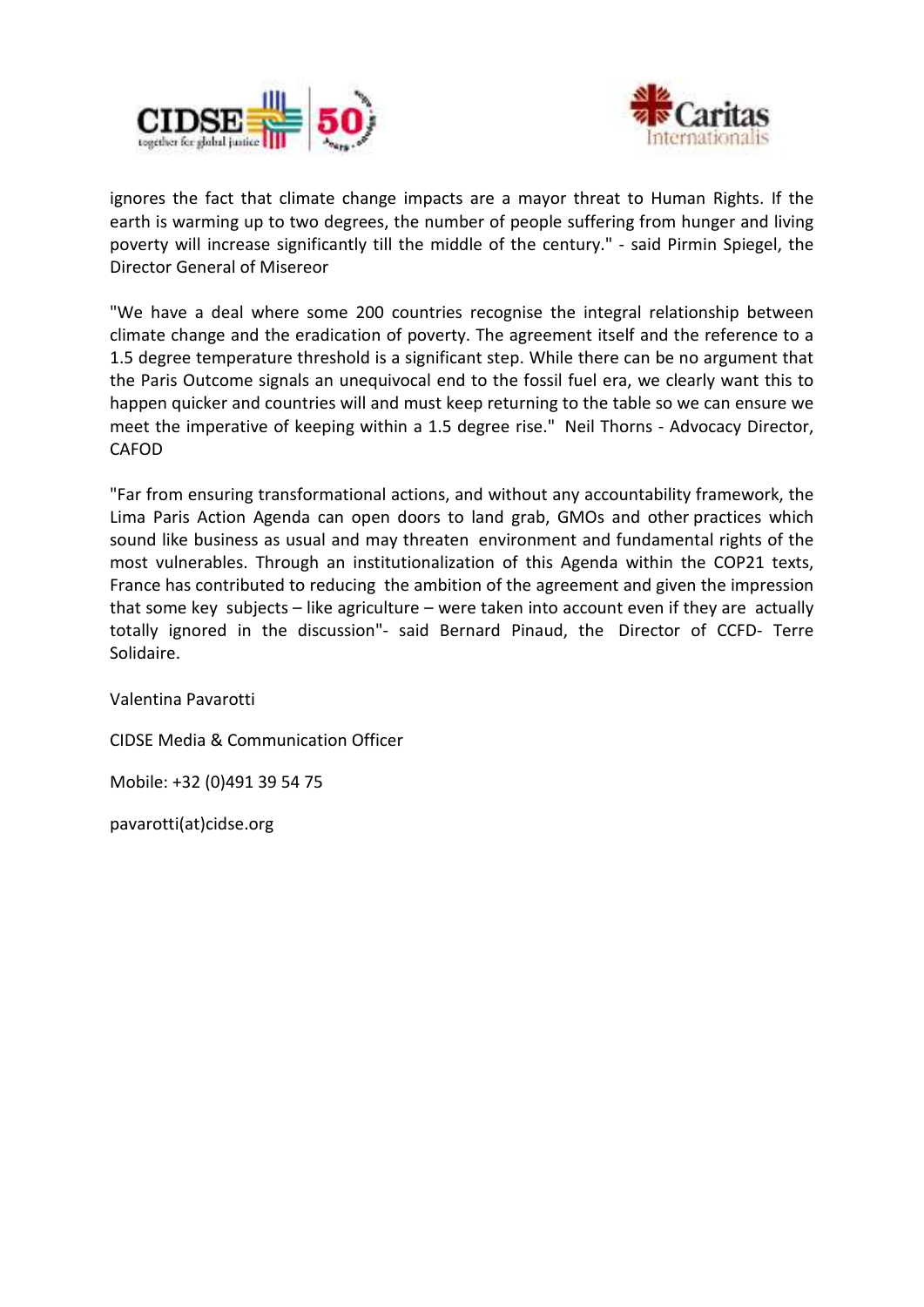ignores the fact that climate change impacts are a mayor threat to Human Rights. If the earth is warming up to two degrees, the number of people suffering from hunger and living poverty will increase significantly till the middle of the century." - said Pirmin Spiegel, the Director General of Misereor

"We have a deal where some 200 countries recognise the integral relationship between climate change and the eradication of poverty. The agreement itself and the reference to a 1.5 degree temperature threshold is a significant step. While there can be no argument that the Paris Outcome signals an unequivocal end to the fossil fuel era, we clearly want this to happen quicker and countries will and must keep returning to the table so we can ensure we meet the imperative of keeping within a 1.5 degree rise." Neil Thorns - Advocacy Director, CAFOD

"Far from ensuring transformational actions, and without any accountability framework, the Lima Paris Action Agenda can open doors to land grab, GMOs and other practices which sound like business as usual and may threaten environment and fundamental rights of the most vulnerables. Through an institutionalization of this Agenda within the COP21 texts, France has contributed to reducing the ambition of the agreement and given the impression that some key subjects – like agriculture – were taken into account even if they are actually totally ignored in the discussion"- said Bernard Pinaud, the Director of CCFD- Terre Solidaire.

Valentina Pavarotti

CIDSE Media & Communication Officer

Mobile: +32 (0)491 39 54 75

pavarotti(at)cidse.org